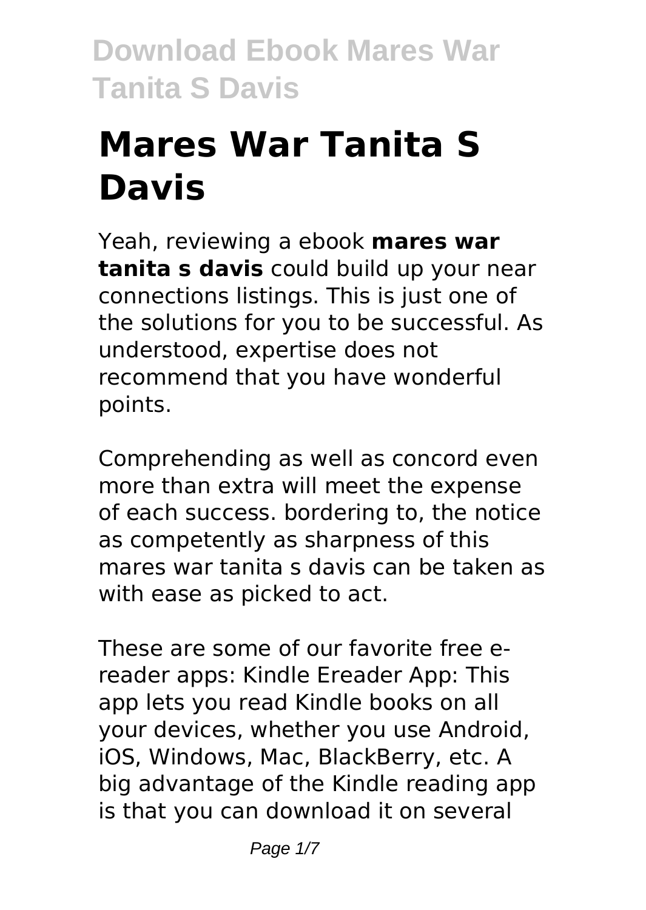# Mares War Tanita S Davis

Yeah, reviewing a ebook **mares war tanita s davis** could build up your near connections listings. This is just one of the solutions for you to be successful. As understood, expertise does not recommend that you have wonderful points.

Comprehending as well as concord even more than extra will meet the expense of each success. bordering to, the notice as competently as sharpness of this mares war tanita s davis can be taken as with ease as picked to act.

These are some of our favorite free e-reader apps: Kindle Ereader App: This app lets you read Kindle books on all your devices, whether you use Android, iOS, Windows, Mac, BlackBerry, etc. A big advantage of the Kindle reading app is that you can download it on several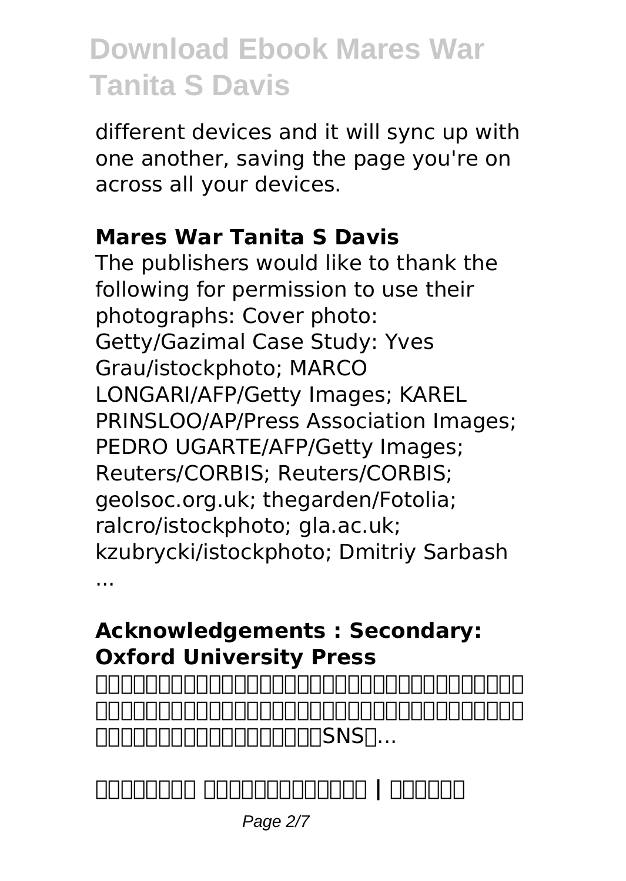different devices and it will sync up with one another, saving the page you're on across all your devices.

## Mares War Tanita S Davis

The publishers would like to thank the following for permission to use their photographs: Cover photo: Getty/Gazimal Case Study: Yves Grau/istockphoto; MARCO LONGARI/AFP/Getty Images; KAREL PRINSLOO/AP/Press Association Images; PEDRO UGARTE/AFP/Getty Images; Reuters/CORBIS; Reuters/CORBIS; geolsoc.org.uk; thegarden/Fotolia; ralcro/istockphoto; gla.ac.uk; kzubrycki/istockphoto; Dmitriy Sarbash ...

## Acknowledgements : Secondary: Oxford University Press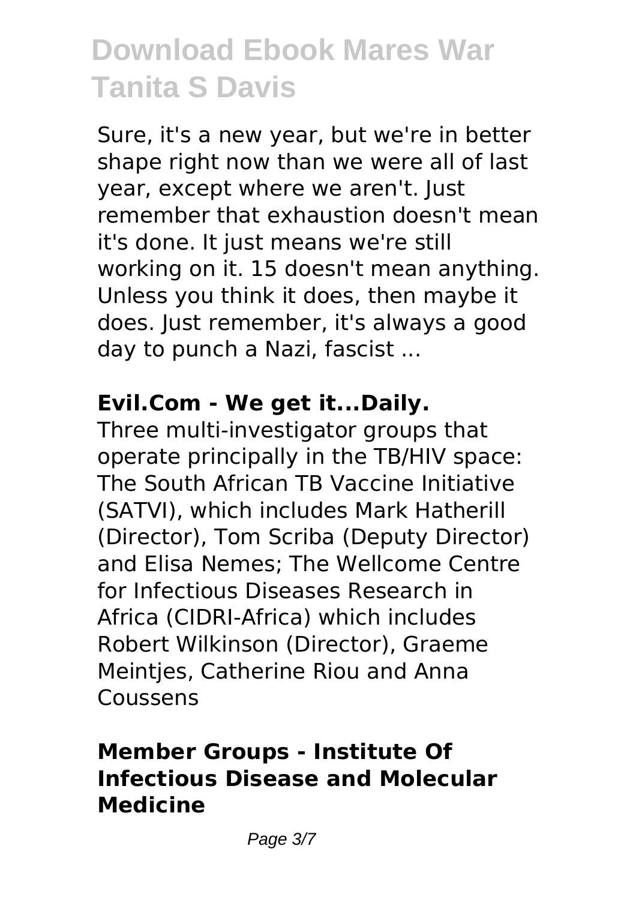Sure, it's a new year, but we're in better shape right now than we were all of last year, except where we aren't. Just remember that exhaustion doesn't mean it's done. It just means we're still working on it. 15 doesn't mean anything. Unless you think it does, then maybe it does. Just remember, it's always a good day to punch a Nazi, fascist ...

**Evil.Com - We get it...Daily.**

Three multi-investigator groups that operate principally in the TB/HIV space: The South African TB Vaccine Initiative (SATVI), which includes Mark Hatherill (Director), Tom Scriba (Deputy Director) and Elisa Nemes; The Wellcome Centre for Infectious Diseases Research in Africa (CIDRI-Africa) which includes Robert Wilkinson (Director), Graeme Meintjes, Catherine Riou and Anna Coussens

**Member Groups - Institute Of Infectious Disease and Molecular Medicine**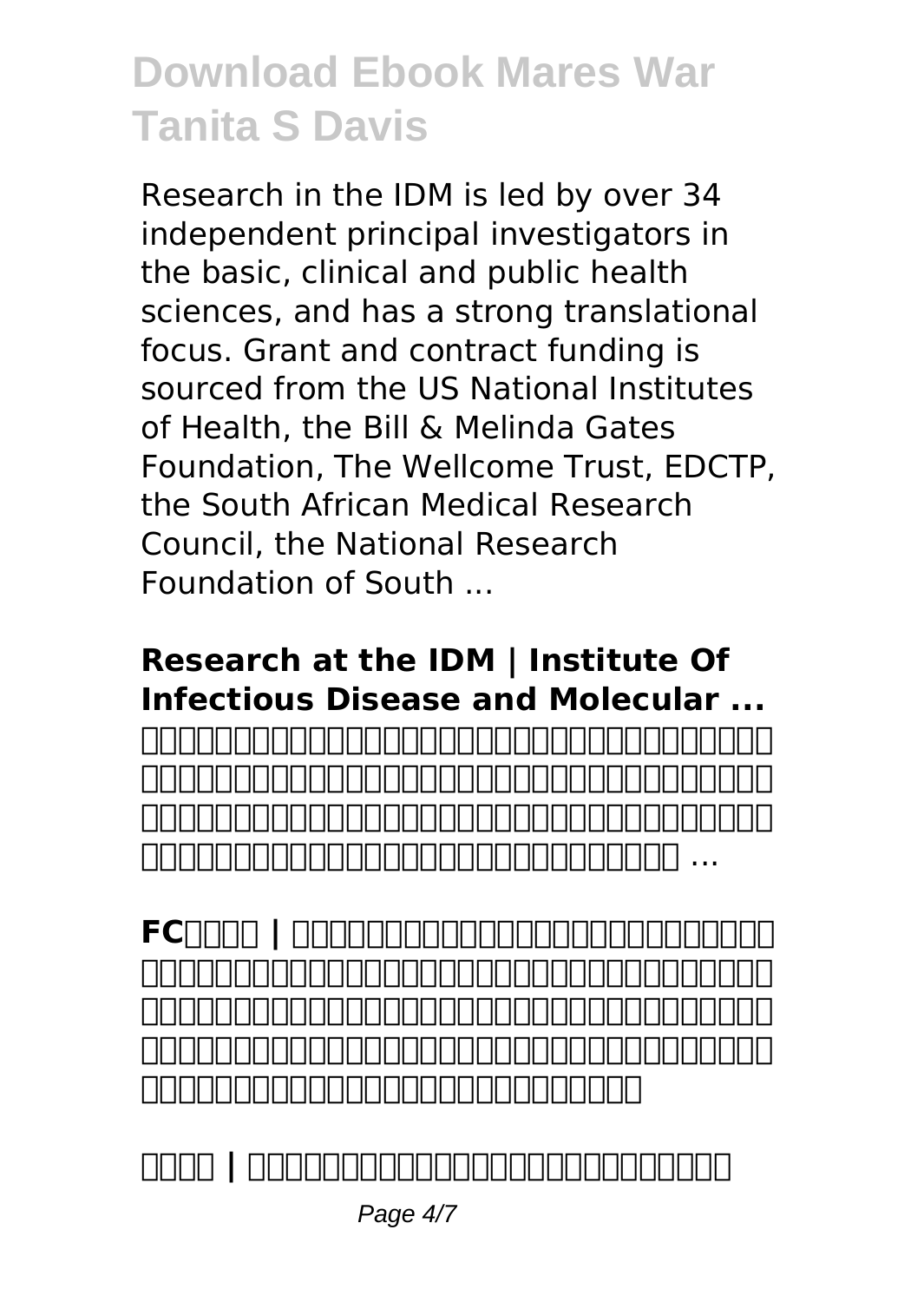Research in the IDM is led by over 34 independent principal investigators in the basic, clinical and public health sciences, and has a strong translational focus. Grant and contract funding is sourced from the US National Institutes of Health, the Bill & Melinda Gates Foundation, The Wellcome Trust, EDCTP, the South African Medical Research Council, the National Research Foundation of South ...

**Research at the IDM | Institute Of Infectious Disease and Molecular ...**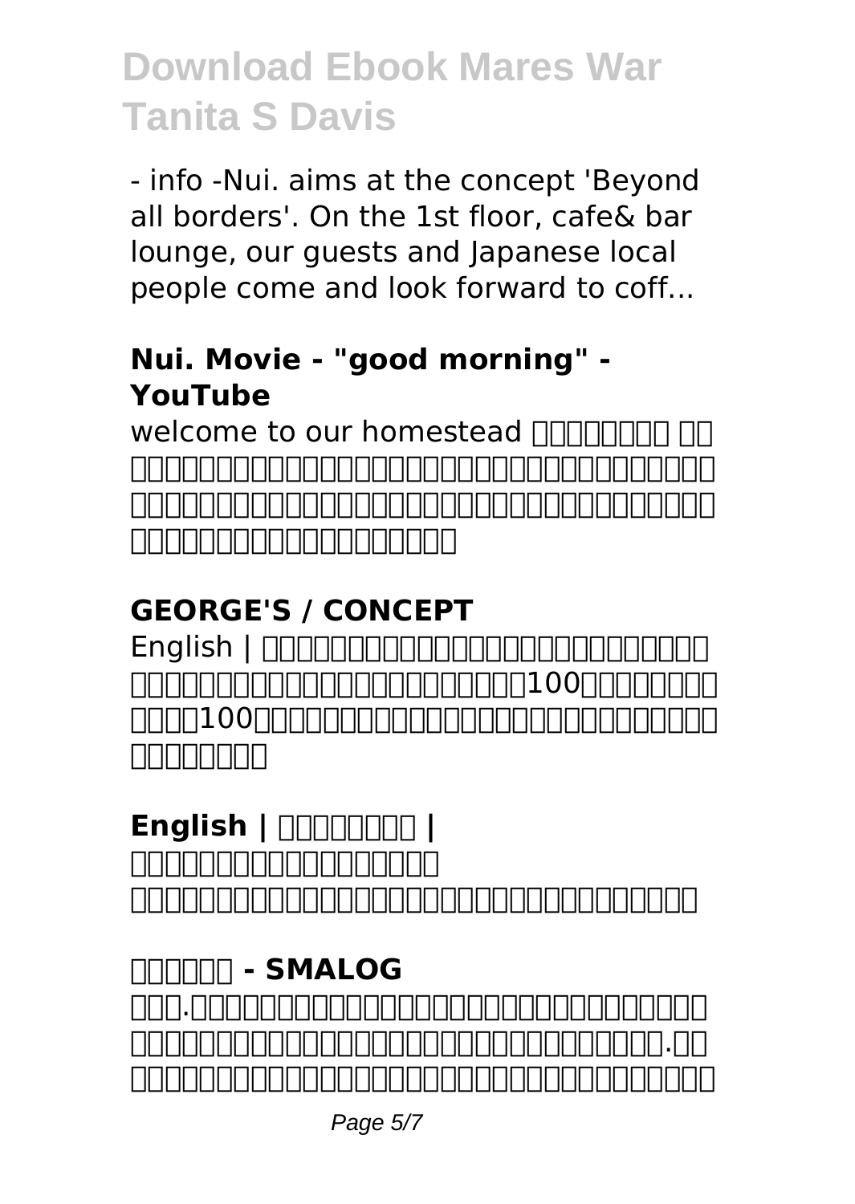- info -Nui. aims at the concept 'Beyond all borders'. On the 1st floor, cafe& bar lounge, our guests and Japanese local people come and look forward to coff...

### Nui. Movie - "good morning" - YouTube

welcome to our homestead

### GEORGE'S / CONCEPT

English | 100 100

### English | |

### - SMALOG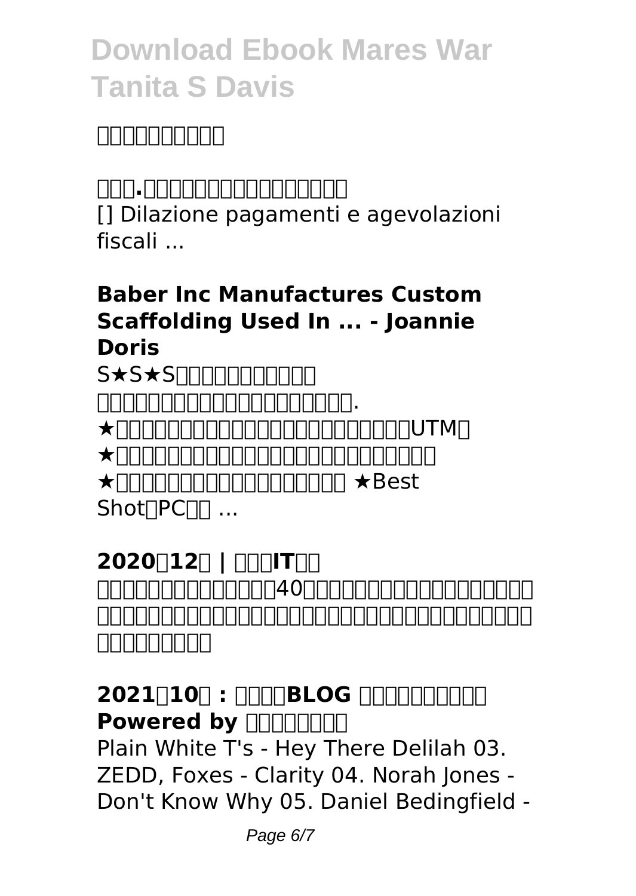□□□□□□□□□

**□□□.□□□□□□□□□□□□□□□□**

[] Dilazione pagamenti e agevolazioni fiscali ...

**Baber Inc Manufactures Custom Scaffolding Used In ... - Joannie Doris**

S★S★S□□□□□□□□□□□

□□□□□□□□□□□□□□□□□□□□□□.

★□□□□□□□□□□□□□□□□□□□□□□□UTM□

★□□□□□□□□□□□□□□□□□□□□□□□□□□□

★□□□□□□□□□□□□□□□□□□□ ★Best Shot□PC□□ ...

**2020□12□ | □□□IT□□**

□□□□□□□□□□□□□□40□□□□□□□□□□□□□□□□□□□□□□□□□□□□□□□□□□□□□□□□□□□□□□□□□□□□□□□□□□□□□□□

**2021□10□ : □□□□BLOG □□□□□□□□□□ Powered by □□□□□□□□**

Plain White T's - Hey There Delilah 03. ZEDD, Foxes - Clarity 04. Norah Jones - Don't Know Why 05. Daniel Bedingfield -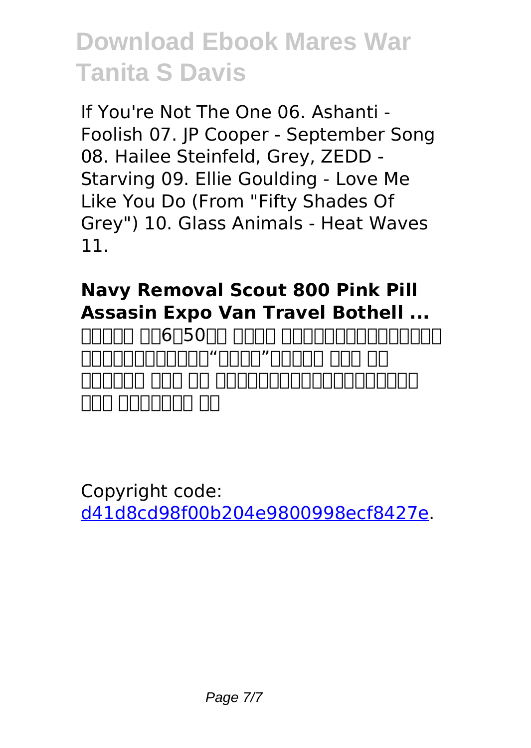If You're Not The One 06. Ashanti - Foolish 07. JP Cooper - September Song 08. Hailee Steinfeld, Grey, ZEDD - Starving 09. Ellie Goulding - Love Me Like You Do (From "Fifty Shades Of Grey") 10. Glass Animals - Heat Waves 11.

**Navy Removal Scout 800 Pink Pill Assasin Expo Van Travel Bothell ...**

Copyright code: d41d8cd98f00b204e9800998ecf8427e.